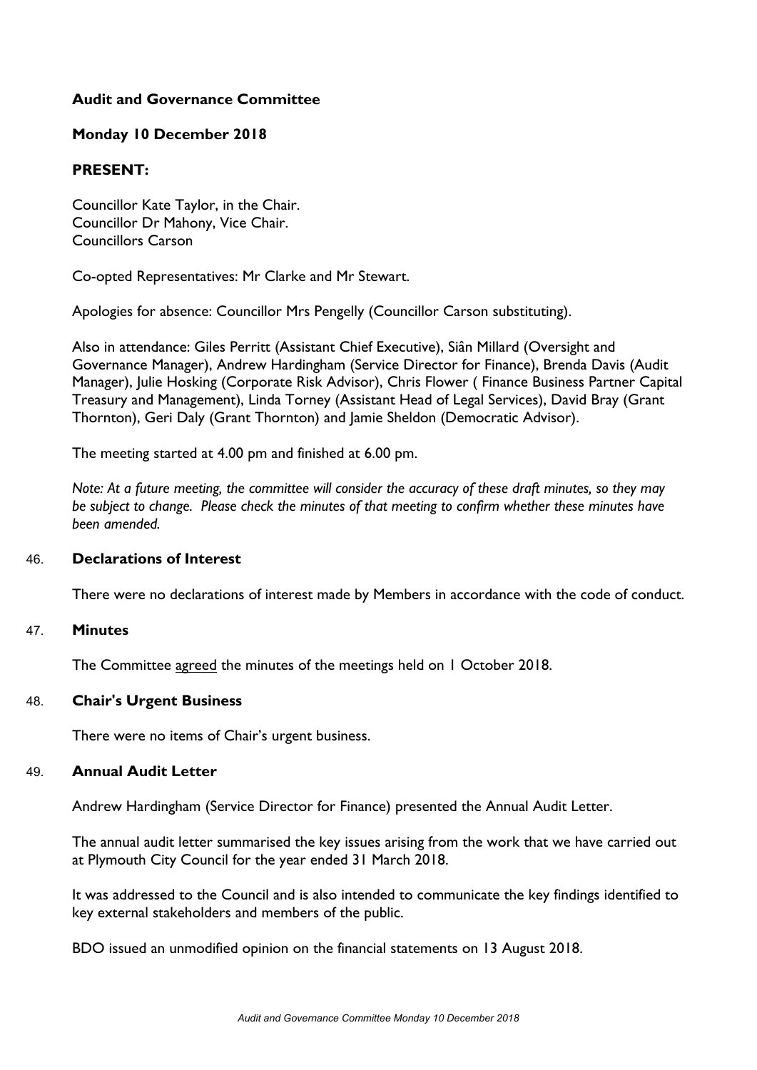# Audit and Governance Committee

## Monday 10 December 2018

## PRESENT:

Councillor Kate Taylor, in the Chair.
Councillor Dr Mahony, Vice Chair.
Councillors Carson

Co-opted Representatives: Mr Clarke and Mr Stewart.

Apologies for absence: Councillor Mrs Pengelly (Councillor Carson substituting).

Also in attendance: Giles Perritt (Assistant Chief Executive), Siân Millard (Oversight and Governance Manager), Andrew Hardingham (Service Director for Finance), Brenda Davis (Audit Manager), Julie Hosking (Corporate Risk Advisor), Chris Flower ( Finance Business Partner Capital Treasury and Management), Linda Torney (Assistant Head of Legal Services), David Bray (Grant Thornton), Geri Daly (Grant Thornton) and Jamie Sheldon (Democratic Advisor).

The meeting started at 4.00 pm and finished at 6.00 pm.

*Note: At a future meeting, the committee will consider the accuracy of these draft minutes, so they may be subject to change. Please check the minutes of that meeting to confirm whether these minutes have been amended.*

### 46. Declarations of Interest

There were no declarations of interest made by Members in accordance with the code of conduct.

### 47. Minutes

The Committee agreed the minutes of the meetings held on 1 October 2018.

### 48. Chair's Urgent Business

There were no items of Chair's urgent business.

### 49. Annual Audit Letter

Andrew Hardingham (Service Director for Finance) presented the Annual Audit Letter.

The annual audit letter summarised the key issues arising from the work that we have carried out at Plymouth City Council for the year ended 31 March 2018.

It was addressed to the Council and is also intended to communicate the key findings identified to key external stakeholders and members of the public.

BDO issued an unmodified opinion on the financial statements on 13 August 2018.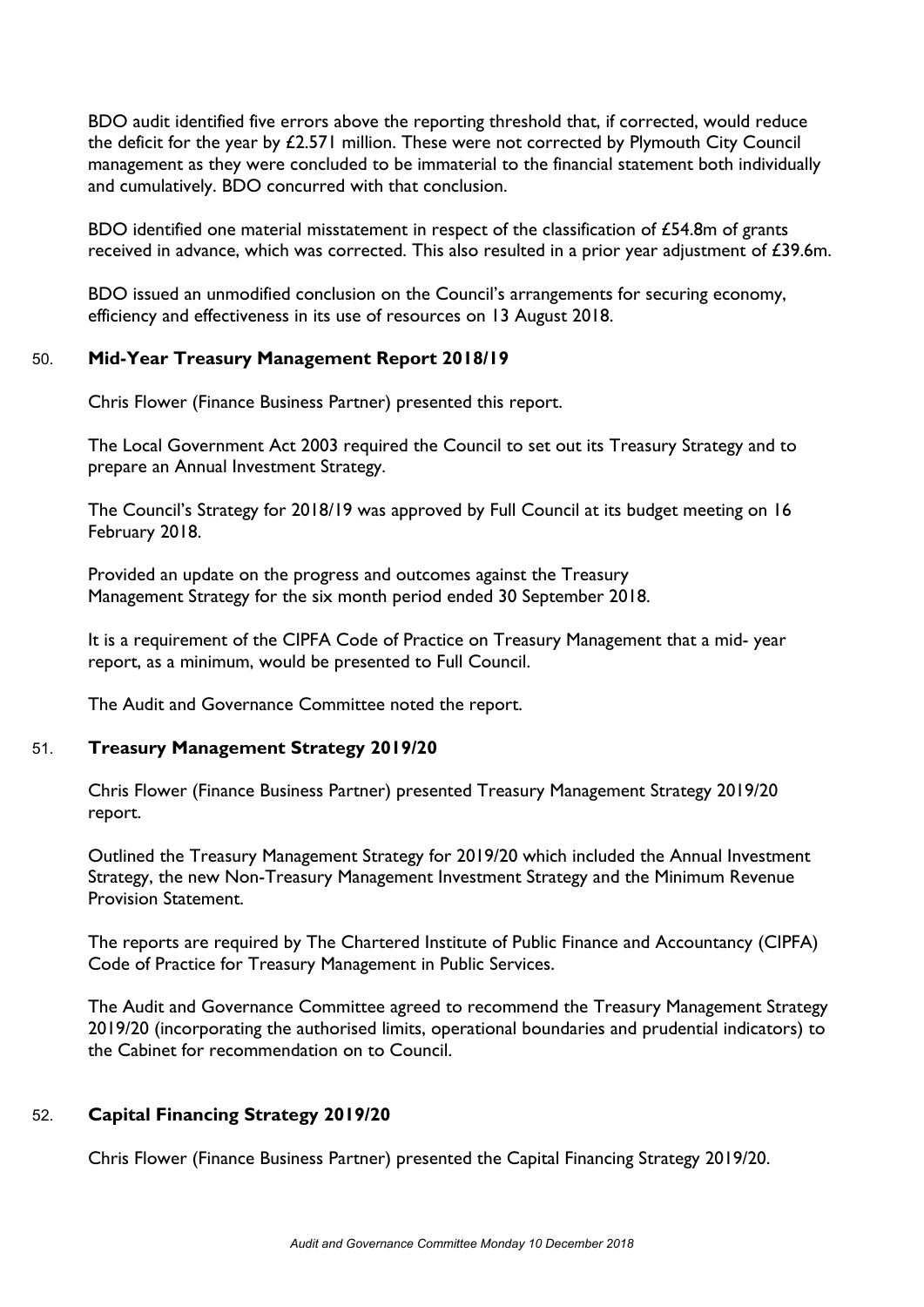BDO audit identified five errors above the reporting threshold that, if corrected, would reduce the deficit for the year by £2.571 million. These were not corrected by Plymouth City Council management as they were concluded to be immaterial to the financial statement both individually and cumulatively. BDO concurred with that conclusion.

BDO identified one material misstatement in respect of the classification of £54.8m of grants received in advance, which was corrected. This also resulted in a prior year adjustment of £39.6m.

BDO issued an unmodified conclusion on the Council's arrangements for securing economy, efficiency and effectiveness in its use of resources on 13 August 2018.

## 50. Mid-Year Treasury Management Report 2018/19

Chris Flower (Finance Business Partner) presented this report.

The Local Government Act 2003 required the Council to set out its Treasury Strategy and to prepare an Annual Investment Strategy.

The Council's Strategy for 2018/19 was approved by Full Council at its budget meeting on 16 February 2018.

Provided an update on the progress and outcomes against the Treasury Management Strategy for the six month period ended 30 September 2018.

It is a requirement of the CIPFA Code of Practice on Treasury Management that a mid- year report, as a minimum, would be presented to Full Council.

The Audit and Governance Committee noted the report.

## 51. Treasury Management Strategy 2019/20

Chris Flower (Finance Business Partner) presented Treasury Management Strategy 2019/20 report.

Outlined the Treasury Management Strategy for 2019/20 which included the Annual Investment Strategy, the new Non-Treasury Management Investment Strategy and the Minimum Revenue Provision Statement.

The reports are required by The Chartered Institute of Public Finance and Accountancy (CIPFA) Code of Practice for Treasury Management in Public Services.

The Audit and Governance Committee agreed to recommend the Treasury Management Strategy 2019/20 (incorporating the authorised limits, operational boundaries and prudential indicators) to the Cabinet for recommendation on to Council.

## 52. Capital Financing Strategy 2019/20

Chris Flower (Finance Business Partner) presented the Capital Financing Strategy 2019/20.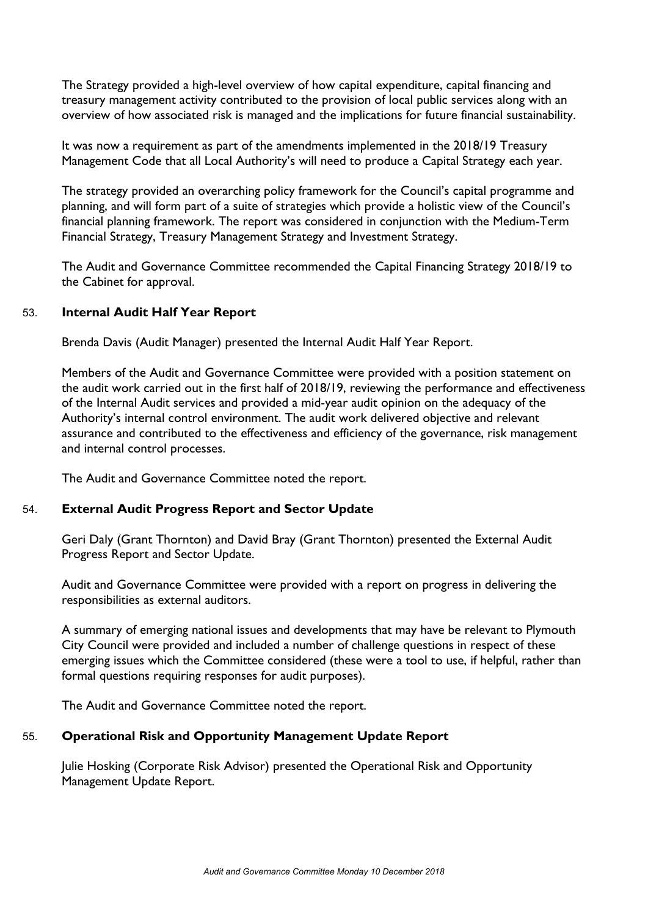The Strategy provided a high-level overview of how capital expenditure, capital financing and treasury management activity contributed to the provision of local public services along with an overview of how associated risk is managed and the implications for future financial sustainability.

It was now a requirement as part of the amendments implemented in the 2018/19 Treasury Management Code that all Local Authority's will need to produce a Capital Strategy each year.

The strategy provided an overarching policy framework for the Council's capital programme and planning, and will form part of a suite of strategies which provide a holistic view of the Council's financial planning framework. The report was considered in conjunction with the Medium-Term Financial Strategy, Treasury Management Strategy and Investment Strategy.

The Audit and Governance Committee recommended the Capital Financing Strategy 2018/19 to the Cabinet for approval.

## 53. Internal Audit Half Year Report

Brenda Davis (Audit Manager) presented the Internal Audit Half Year Report.

Members of the Audit and Governance Committee were provided with a position statement on the audit work carried out in the first half of 2018/19, reviewing the performance and effectiveness of the Internal Audit services and provided a mid-year audit opinion on the adequacy of the Authority's internal control environment. The audit work delivered objective and relevant assurance and contributed to the effectiveness and efficiency of the governance, risk management and internal control processes.

The Audit and Governance Committee noted the report.

## 54. External Audit Progress Report and Sector Update

Geri Daly (Grant Thornton) and David Bray (Grant Thornton) presented the External Audit Progress Report and Sector Update.

Audit and Governance Committee were provided with a report on progress in delivering the responsibilities as external auditors.

A summary of emerging national issues and developments that may have be relevant to Plymouth City Council were provided and included a number of challenge questions in respect of these emerging issues which the Committee considered (these were a tool to use, if helpful, rather than formal questions requiring responses for audit purposes).

The Audit and Governance Committee noted the report.

## 55. Operational Risk and Opportunity Management Update Report

Julie Hosking (Corporate Risk Advisor) presented the Operational Risk and Opportunity Management Update Report.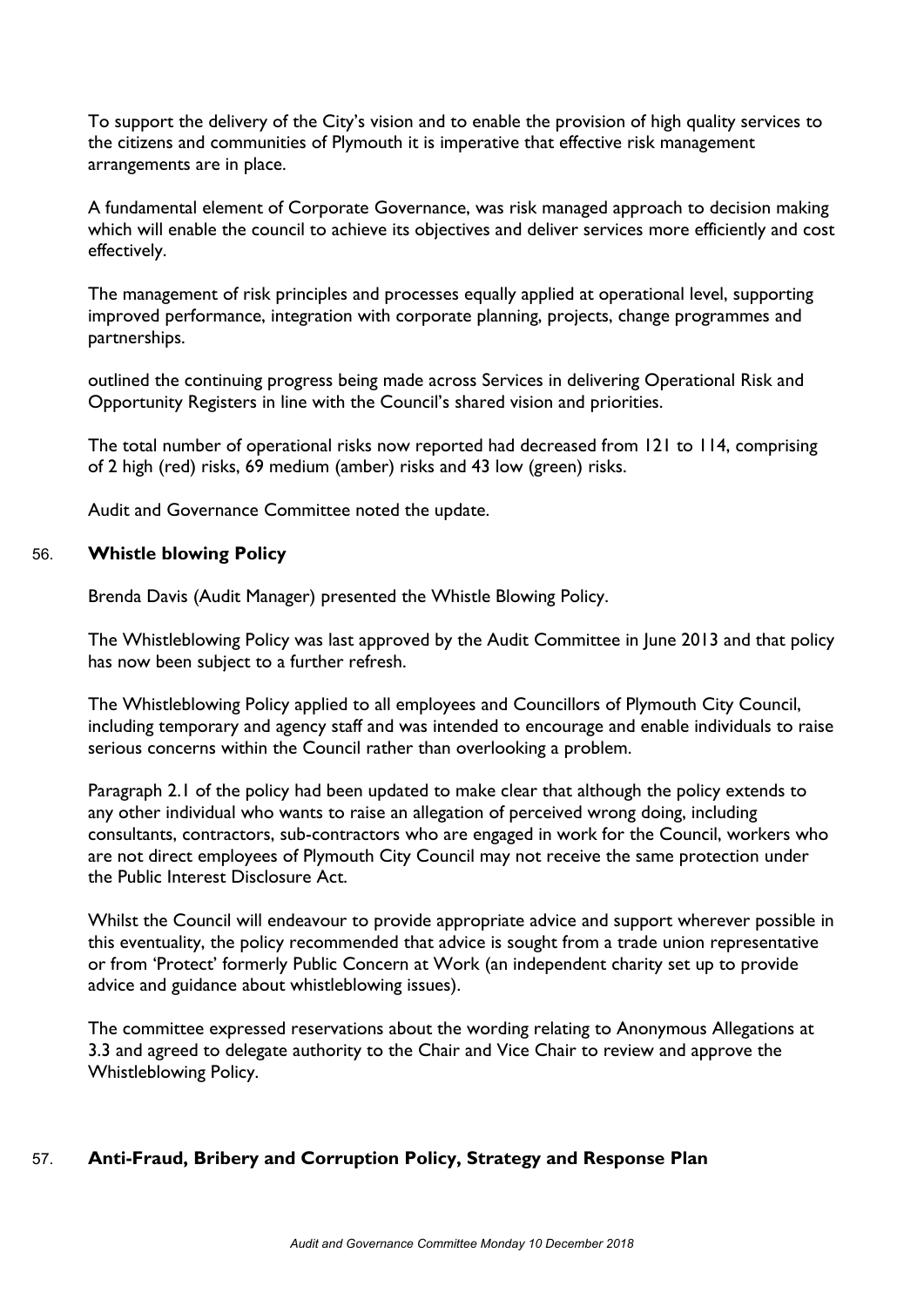To support the delivery of the City's vision and to enable the provision of high quality services to the citizens and communities of Plymouth it is imperative that effective risk management arrangements are in place.

A fundamental element of Corporate Governance, was risk managed approach to decision making which will enable the council to achieve its objectives and deliver services more efficiently and cost effectively.

The management of risk principles and processes equally applied at operational level, supporting improved performance, integration with corporate planning, projects, change programmes and partnerships.

outlined the continuing progress being made across Services in delivering Operational Risk and Opportunity Registers in line with the Council's shared vision and priorities.

The total number of operational risks now reported had decreased from 121 to 114, comprising of 2 high (red) risks, 69 medium (amber) risks and 43 low (green) risks.

Audit and Governance Committee noted the update.

## 56. **Whistle blowing Policy**

Brenda Davis (Audit Manager) presented the Whistle Blowing Policy.

The Whistleblowing Policy was last approved by the Audit Committee in June 2013 and that policy has now been subject to a further refresh.

The Whistleblowing Policy applied to all employees and Councillors of Plymouth City Council, including temporary and agency staff and was intended to encourage and enable individuals to raise serious concerns within the Council rather than overlooking a problem.

Paragraph 2.1 of the policy had been updated to make clear that although the policy extends to any other individual who wants to raise an allegation of perceived wrong doing, including consultants, contractors, sub-contractors who are engaged in work for the Council, workers who are not direct employees of Plymouth City Council may not receive the same protection under the Public Interest Disclosure Act.

Whilst the Council will endeavour to provide appropriate advice and support wherever possible in this eventuality, the policy recommended that advice is sought from a trade union representative or from 'Protect' formerly Public Concern at Work (an independent charity set up to provide advice and guidance about whistleblowing issues).

The committee expressed reservations about the wording relating to Anonymous Allegations at 3.3 and agreed to delegate authority to the Chair and Vice Chair to review and approve the Whistleblowing Policy.

## 57. **Anti-Fraud, Bribery and Corruption Policy, Strategy and Response Plan**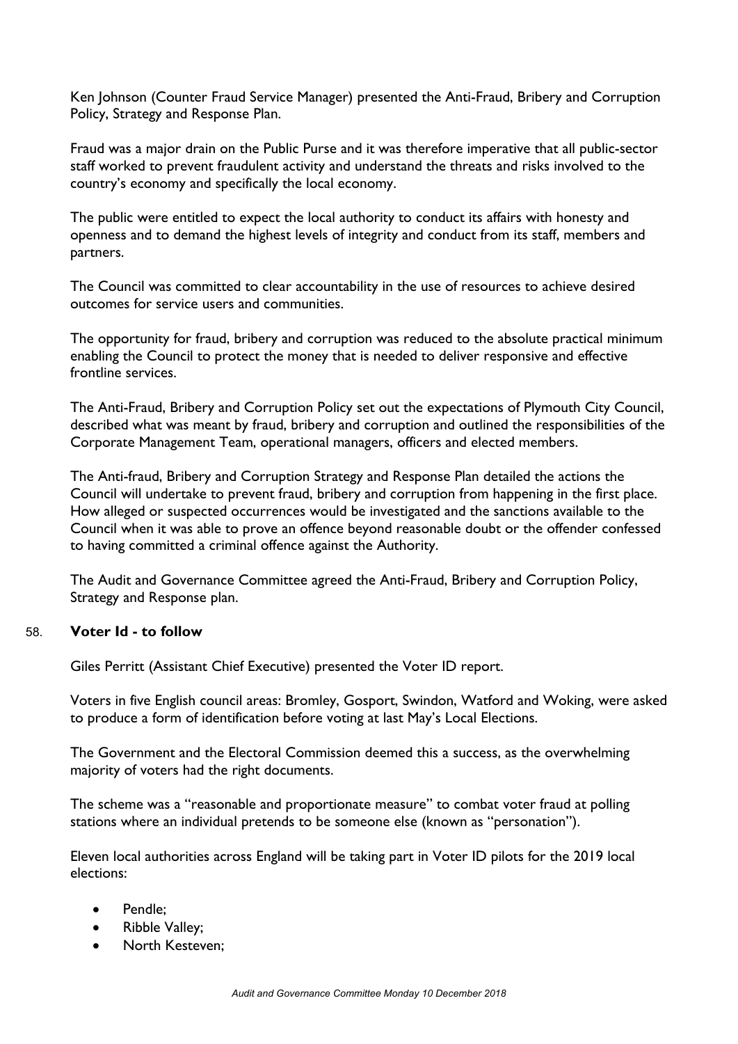Ken Johnson (Counter Fraud Service Manager) presented the Anti-Fraud, Bribery and Corruption Policy, Strategy and Response Plan.

Fraud was a major drain on the Public Purse and it was therefore imperative that all public-sector staff worked to prevent fraudulent activity and understand the threats and risks involved to the country's economy and specifically the local economy.

The public were entitled to expect the local authority to conduct its affairs with honesty and openness and to demand the highest levels of integrity and conduct from its staff, members and partners.

The Council was committed to clear accountability in the use of resources to achieve desired outcomes for service users and communities.

The opportunity for fraud, bribery and corruption was reduced to the absolute practical minimum enabling the Council to protect the money that is needed to deliver responsive and effective frontline services.

The Anti-Fraud, Bribery and Corruption Policy set out the expectations of Plymouth City Council, described what was meant by fraud, bribery and corruption and outlined the responsibilities of the Corporate Management Team, operational managers, officers and elected members.

The Anti-fraud, Bribery and Corruption Strategy and Response Plan detailed the actions the Council will undertake to prevent fraud, bribery and corruption from happening in the first place. How alleged or suspected occurrences would be investigated and the sanctions available to the Council when it was able to prove an offence beyond reasonable doubt or the offender confessed to having committed a criminal offence against the Authority.

The Audit and Governance Committee agreed the Anti-Fraud, Bribery and Corruption Policy, Strategy and Response plan.

## 58. **Voter Id - to follow**

Giles Perritt (Assistant Chief Executive) presented the Voter ID report.

Voters in five English council areas: Bromley, Gosport, Swindon, Watford and Woking, were asked to produce a form of identification before voting at last May's Local Elections.

The Government and the Electoral Commission deemed this a success, as the overwhelming majority of voters had the right documents.

The scheme was a "reasonable and proportionate measure" to combat voter fraud at polling stations where an individual pretends to be someone else (known as "personation").

Eleven local authorities across England will be taking part in Voter ID pilots for the 2019 local elections:

- Pendle;
- Ribble Valley;
- North Kesteven;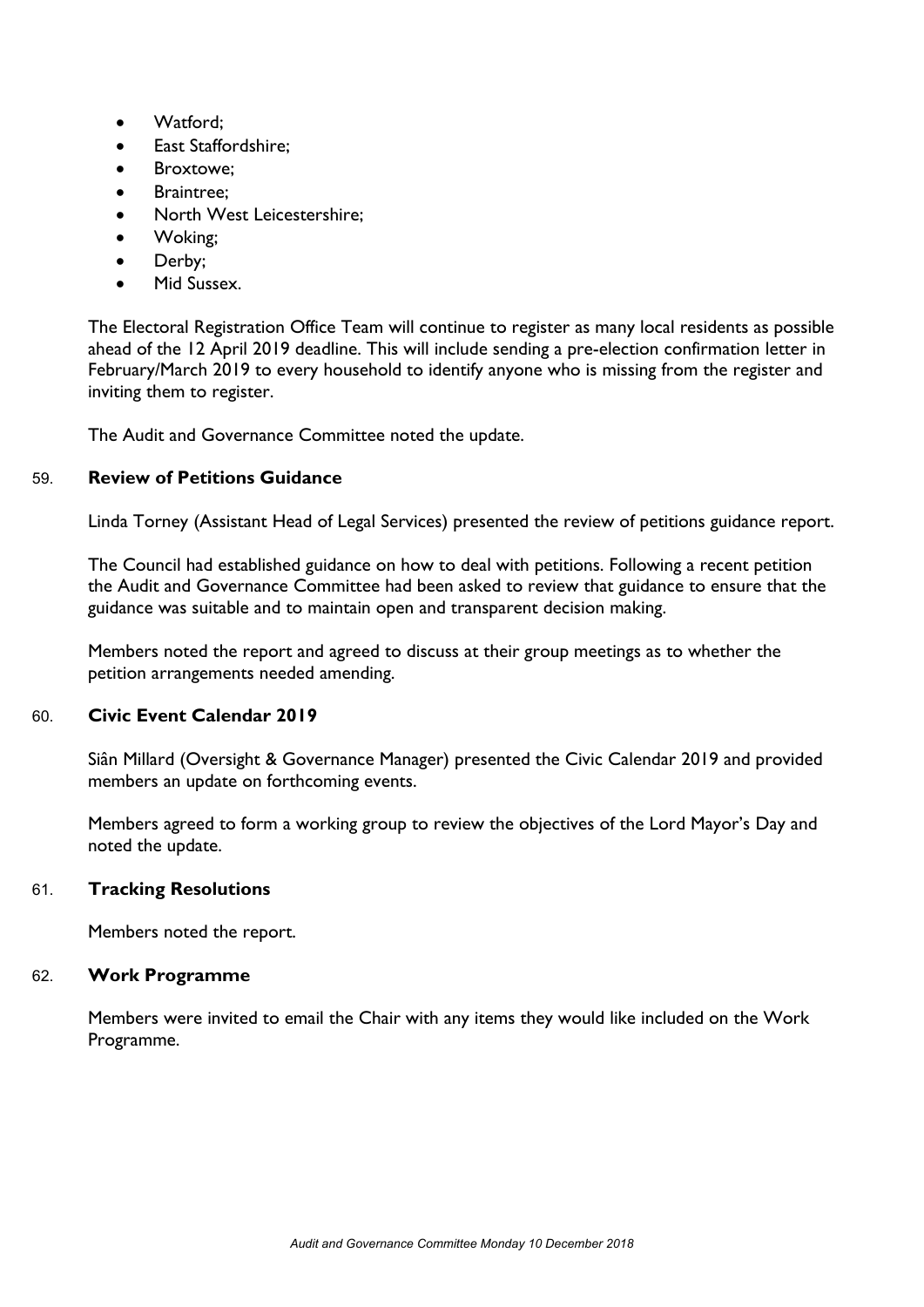- Watford;
- East Staffordshire;
- Broxtowe;
- Braintree;
- North West Leicestershire;
- Woking;
- Derby;
- Mid Sussex.

The Electoral Registration Office Team will continue to register as many local residents as possible ahead of the 12 April 2019 deadline. This will include sending a pre-election confirmation letter in February/March 2019 to every household to identify anyone who is missing from the register and inviting them to register.

The Audit and Governance Committee noted the update.

## 59. Review of Petitions Guidance

Linda Torney (Assistant Head of Legal Services) presented the review of petitions guidance report.

The Council had established guidance on how to deal with petitions. Following a recent petition the Audit and Governance Committee had been asked to review that guidance to ensure that the guidance was suitable and to maintain open and transparent decision making.

Members noted the report and agreed to discuss at their group meetings as to whether the petition arrangements needed amending.

## 60. Civic Event Calendar 2019

Siân Millard (Oversight & Governance Manager) presented the Civic Calendar 2019 and provided members an update on forthcoming events.

Members agreed to form a working group to review the objectives of the Lord Mayor's Day and noted the update.

## 61. Tracking Resolutions

Members noted the report.

## 62. Work Programme

Members were invited to email the Chair with any items they would like included on the Work Programme.